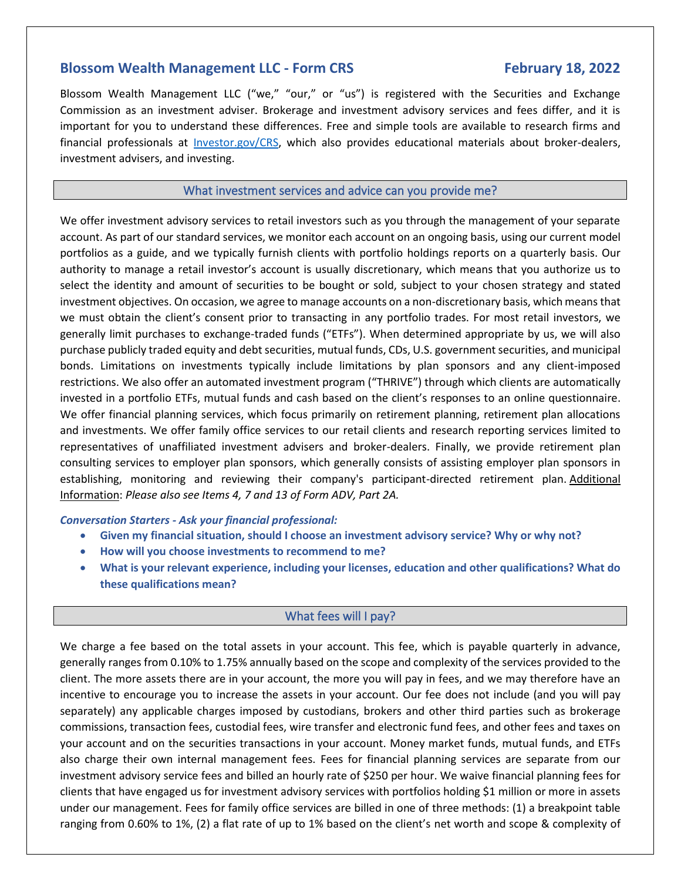# Blossom Wealth Management LLC - Form CRS

**February 18, 2022**

Blossom Wealth Management LLC ("we," "our," or "us") is registered with the Securities and Exchange Commission as an investment adviser. Brokerage and investment advisory services and fees differ, and it is important for you to understand these differences. Free and simple tools are available to research firms and financial professionals at Investor.gov/CRS, which also provides educational materials about broker-dealers, investment advisers, and investing.

## What investment services and advice can you provide me?

We offer investment advisory services to retail investors such as you through the management of your separate account. As part of our standard services, we monitor each account on an ongoing basis, using our current model portfolios as a guide, and we typically furnish clients with portfolio holdings reports on a quarterly basis. Our authority to manage a retail investor's account is usually discretionary, which means that you authorize us to select the identity and amount of securities to be bought or sold, subject to your chosen strategy and stated investment objectives. On occasion, we agree to manage accounts on a non-discretionary basis, which means that we must obtain the client's consent prior to transacting in any portfolio trades. For most retail investors, we generally limit purchases to exchange-traded funds ("ETFs"). When determined appropriate by us, we will also purchase publicly traded equity and debt securities, mutual funds, CDs, U.S. government securities, and municipal bonds. Limitations on investments typically include limitations by plan sponsors and any client-imposed restrictions. We also offer an automated investment program ("THRIVE") through which clients are automatically invested in a portfolio ETFs, mutual funds and cash based on the client's responses to an online questionnaire. We offer financial planning services, which focus primarily on retirement planning, retirement plan allocations and investments. We offer family office services to our retail clients and research reporting services limited to representatives of unaffiliated investment advisers and broker-dealers. Finally, we provide retirement plan consulting services to employer plan sponsors, which generally consists of assisting employer plan sponsors in establishing, monitoring and reviewing their company's participant-directed retirement plan. Additional Information: *Please also see Items 4, 7 and 13 of Form ADV, Part 2A.*

***Conversation Starters - Ask your financial professional:***

- **Given my financial situation, should I choose an investment advisory service? Why or why not?**
- **How will you choose investments to recommend to me?**
- **What is your relevant experience, including your licenses, education and other qualifications? What do these qualifications mean?**

## What fees will I pay?

We charge a fee based on the total assets in your account. This fee, which is payable quarterly in advance, generally ranges from 0.10% to 1.75% annually based on the scope and complexity of the services provided to the client. The more assets there are in your account, the more you will pay in fees, and we may therefore have an incentive to encourage you to increase the assets in your account. Our fee does not include (and you will pay separately) any applicable charges imposed by custodians, brokers and other third parties such as brokerage commissions, transaction fees, custodial fees, wire transfer and electronic fund fees, and other fees and taxes on your account and on the securities transactions in your account. Money market funds, mutual funds, and ETFs also charge their own internal management fees. Fees for financial planning services are separate from our investment advisory service fees and billed an hourly rate of $250 per hour. We waive financial planning fees for clients that have engaged us for investment advisory services with portfolios holding $1 million or more in assets under our management. Fees for family office services are billed in one of three methods: (1) a breakpoint table ranging from 0.60% to 1%, (2) a flat rate of up to 1% based on the client's net worth and scope & complexity of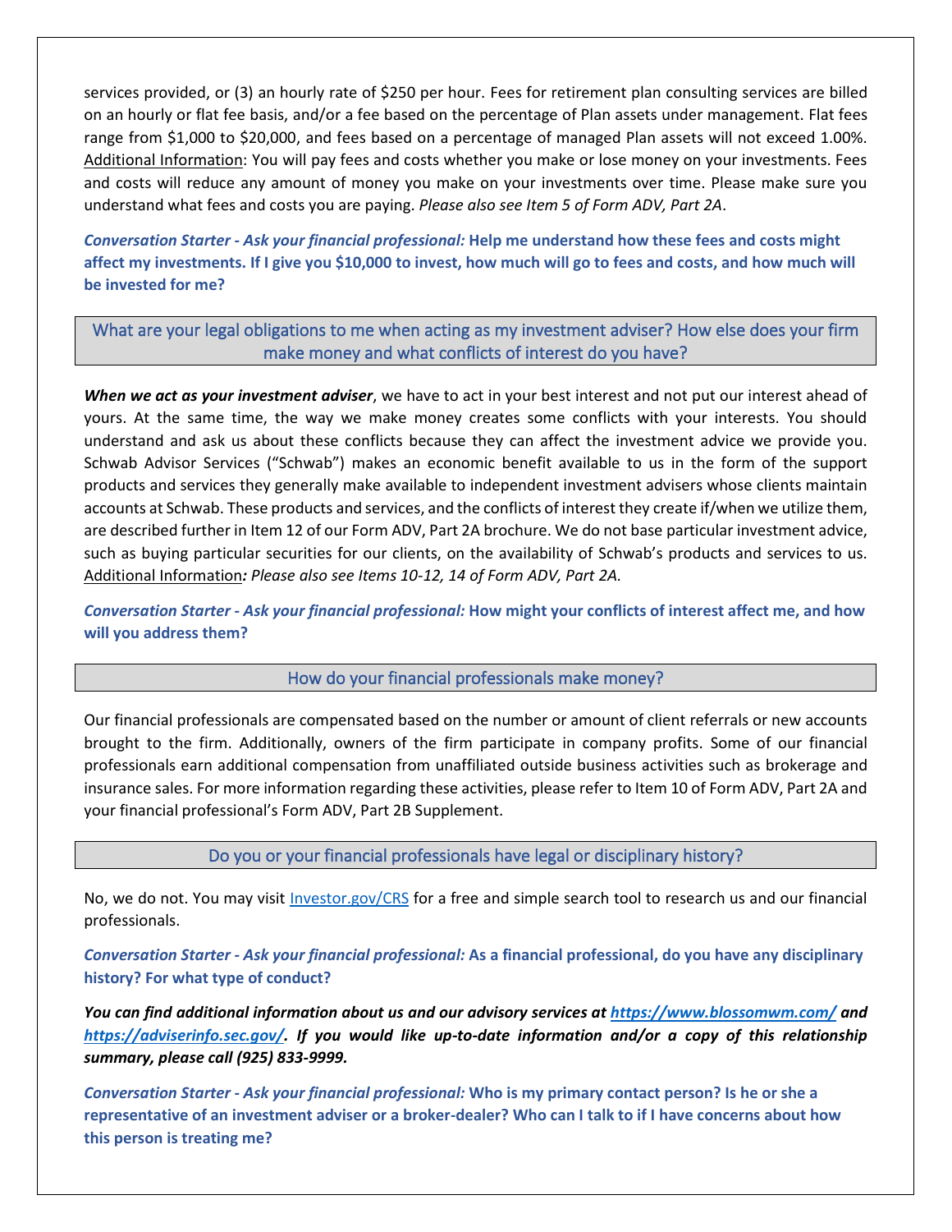services provided, or (3) an hourly rate of $250 per hour. Fees for retirement plan consulting services are billed on an hourly or flat fee basis, and/or a fee based on the percentage of Plan assets under management. Flat fees range from $1,000 to $20,000, and fees based on a percentage of managed Plan assets will not exceed 1.00%. Additional Information: You will pay fees and costs whether you make or lose money on your investments. Fees and costs will reduce any amount of money you make on your investments over time. Please make sure you understand what fees and costs you are paying. *Please also see Item 5 of Form ADV, Part 2A*.

***Conversation Starter - Ask your financial professional:*** **Help me understand how these fees and costs might affect my investments. If I give you $10,000 to invest, how much will go to fees and costs, and how much will be invested for me?**

## What are your legal obligations to me when acting as my investment adviser? How else does your firm make money and what conflicts of interest do you have?

***When we act as your investment adviser***, we have to act in your best interest and not put our interest ahead of yours. At the same time, the way we make money creates some conflicts with your interests. You should understand and ask us about these conflicts because they can affect the investment advice we provide you. Schwab Advisor Services ("Schwab") makes an economic benefit available to us in the form of the support products and services they generally make available to independent investment advisers whose clients maintain accounts at Schwab. These products and services, and the conflicts of interest they create if/when we utilize them, are described further in Item 12 of our Form ADV, Part 2A brochure. We do not base particular investment advice, such as buying particular securities for our clients, on the availability of Schwab's products and services to us. Additional Information***:*** *Please also see Items 10-12, 14 of Form ADV, Part 2A.*

***Conversation Starter - Ask your financial professional:*** **How might your conflicts of interest affect me, and how will you address them?**

## How do your financial professionals make money?

Our financial professionals are compensated based on the number or amount of client referrals or new accounts brought to the firm. Additionally, owners of the firm participate in company profits. Some of our financial professionals earn additional compensation from unaffiliated outside business activities such as brokerage and insurance sales. For more information regarding these activities, please refer to Item 10 of Form ADV, Part 2A and your financial professional's Form ADV, Part 2B Supplement.

## Do you or your financial professionals have legal or disciplinary history?

No, we do not. You may visit [Investor.gov/CRS](Investor.gov/CRS) for a free and simple search tool to research us and our financial professionals.

***Conversation Starter - Ask your financial professional:*** **As a financial professional, do you have any disciplinary history? For what type of conduct?**

***You can find additional information about us and our advisory services at [https://www.blossomwm.com/](https://www.blossomwm.com/) and [https://adviserinfo.sec.gov/](https://adviserinfo.sec.gov/). If you would like up-to-date information and/or a copy of this relationship summary, please call (925) 833-9999.***

***Conversation Starter - Ask your financial professional:*** **Who is my primary contact person? Is he or she a representative of an investment adviser or a broker-dealer? Who can I talk to if I have concerns about how this person is treating me?**